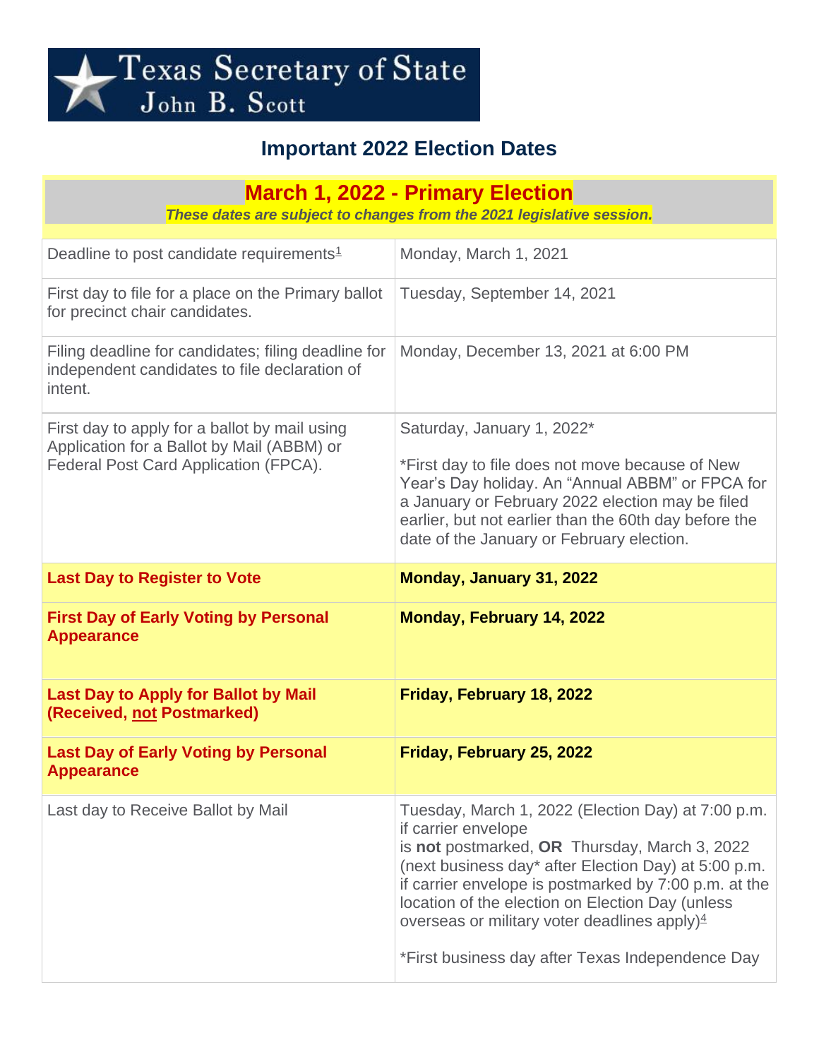Texas Secretary of State
John B. Scott

# Important 2022 Election Dates

## March 1, 2022 - Primary Election

***These dates are subject to changes from the 2021 legislative session.***

| | |
|---|---|
| Deadline to post candidate requirements[1] | Monday, March 1, 2021 |
| First day to file for a place on the Primary ballot for precinct chair candidates. | Tuesday, September 14, 2021 |
| Filing deadline for candidates; filing deadline for independent candidates to file declaration of intent. | Monday, December 13, 2021 at 6:00 PM |
| First day to apply for a ballot by mail using Application for a Ballot by Mail (ABBM) or Federal Post Card Application (FPCA). | Saturday, January 1, 2022* <br><br> *First day to file does not move because of New Year's Day holiday. An "Annual ABBM" or FPCA for a January or February 2022 election may be filed earlier, but not earlier than the 60th day before the date of the January or February election. |
| **Last Day to Register to Vote** | **Monday, January 31, 2022** |
| **First Day of Early Voting by Personal Appearance** | **Monday, February 14, 2022** |
| **Last Day to Apply for Ballot by Mail (Received, not Postmarked)** | **Friday, February 18, 2022** |
| **Last Day of Early Voting by Personal Appearance** | **Friday, February 25, 2022** |
| Last day to Receive Ballot by Mail | Tuesday, March 1, 2022 (Election Day) at 7:00 p.m. if carrier envelope is **not** postmarked, **OR** Thursday, March 3, 2022 (next business day* after Election Day) at 5:00 p.m. if carrier envelope is postmarked by 7:00 p.m. at the location of the election on Election Day (unless overseas or military voter deadlines apply)[4] <br><br> *First business day after Texas Independence Day |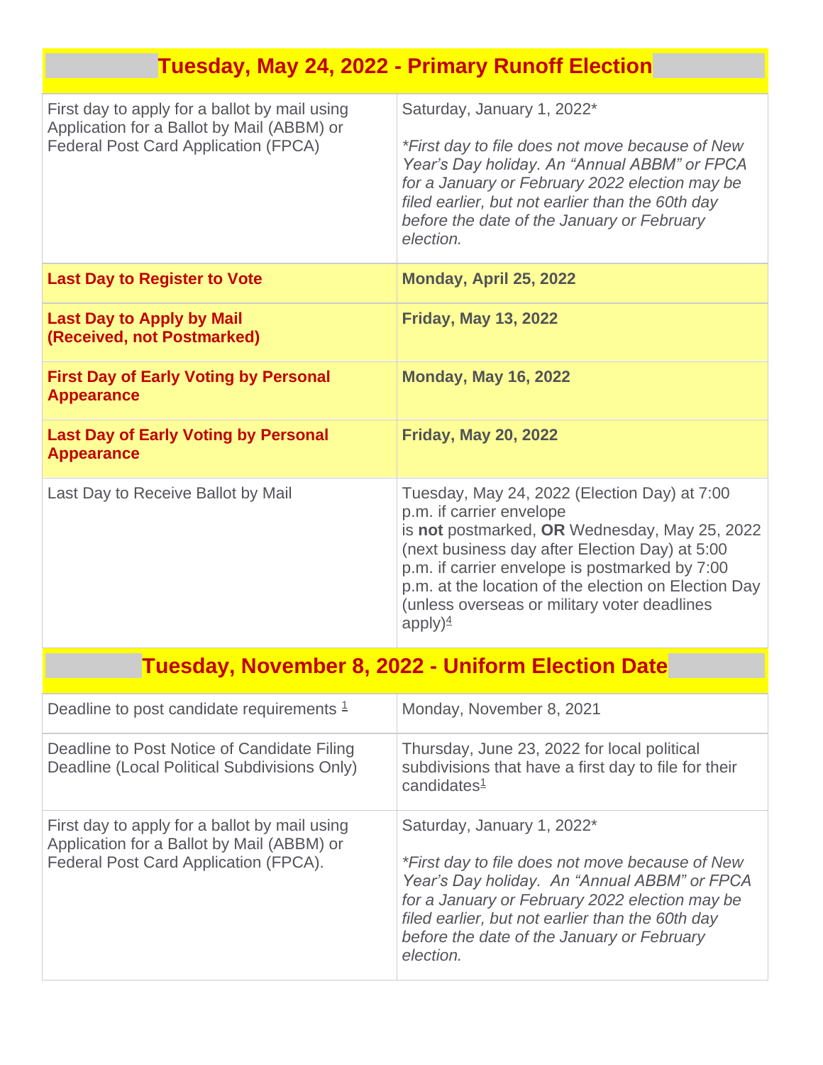## Tuesday, May 24, 2022 - Primary Runoff Election

| | |
|---|---|
| First day to apply for a ballot by mail using Application for a Ballot by Mail (ABBM) or Federal Post Card Application (FPCA) | Saturday, January 1, 2022*<br><br>*\*First day to file does not move because of New Year's Day holiday. An "Annual ABBM" or FPCA for a January or February 2022 election may be filed earlier, but not earlier than the 60th day before the date of the January or February election.* |
| **Last Day to Register to Vote** | **Monday, April 25, 2022** |
| **Last Day to Apply by Mail (Received, not Postmarked)** | **Friday, May 13, 2022** |
| **First Day of Early Voting by Personal Appearance** | **Monday, May 16, 2022** |
| **Last Day of Early Voting by Personal Appearance** | **Friday, May 20, 2022** |
| Last Day to Receive Ballot by Mail | Tuesday, May 24, 2022 (Election Day) at 7:00 p.m. if carrier envelope is **not** postmarked, **OR** Wednesday, May 25, 2022 (next business day after Election Day) at 5:00 p.m. if carrier envelope is postmarked by 7:00 p.m. at the location of the election on Election Day (unless overseas or military voter deadlines apply)[4] |

## Tuesday, November 8, 2022 - Uniform Election Date

| | |
|---|---|
| Deadline to post candidate requirements [1] | Monday, November 8, 2021 |
| Deadline to Post Notice of Candidate Filing Deadline (Local Political Subdivisions Only) | Thursday, June 23, 2022 for local political subdivisions that have a first day to file for their candidates[1] |
| First day to apply for a ballot by mail using Application for a Ballot by Mail (ABBM) or Federal Post Card Application (FPCA). | Saturday, January 1, 2022*<br><br>*\*First day to file does not move because of New Year's Day holiday. An "Annual ABBM" or FPCA for a January or February 2022 election may be filed earlier, but not earlier than the 60th day before the date of the January or February election.* |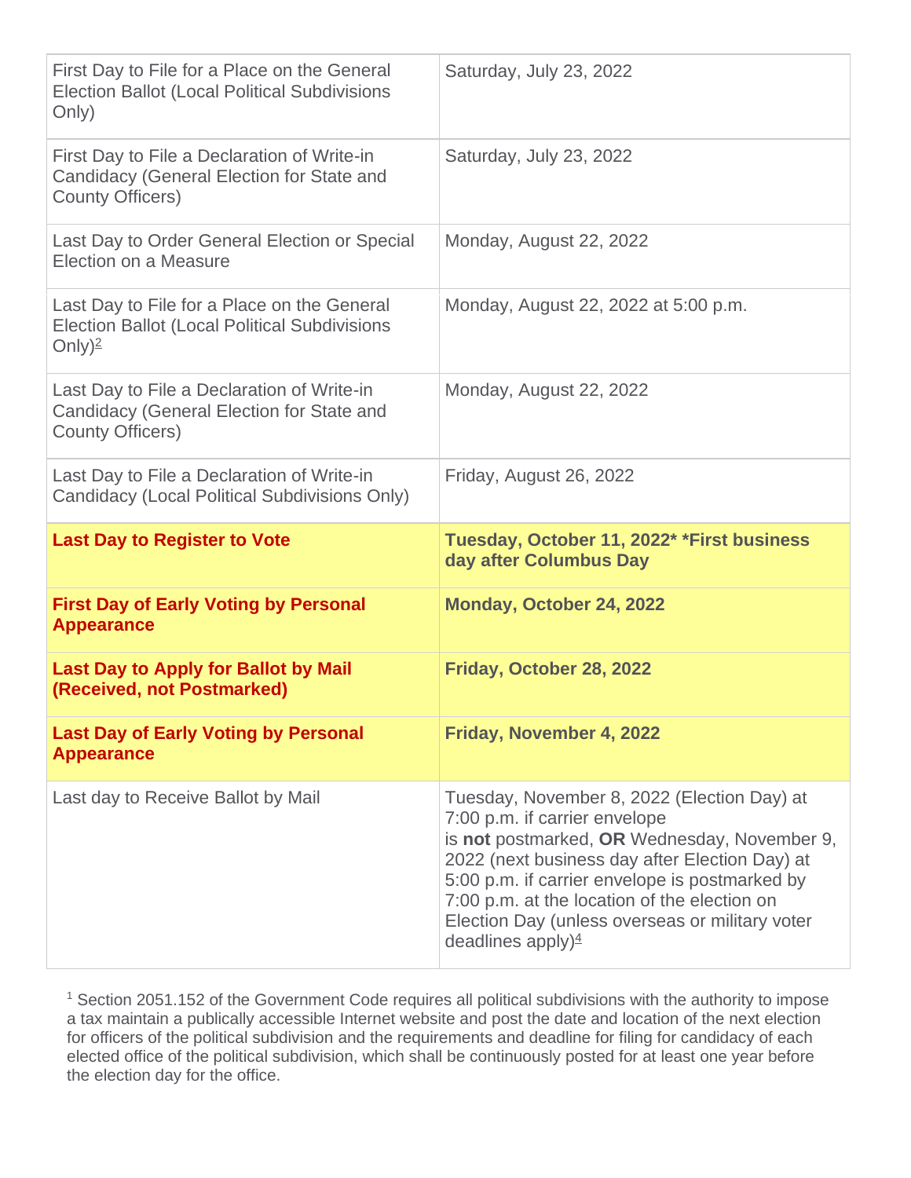| | |
|---|---|
| First Day to File for a Place on the General Election Ballot (Local Political Subdivisions Only) | Saturday, July 23, 2022 |
| First Day to File a Declaration of Write-in Candidacy (General Election for State and County Officers) | Saturday, July 23, 2022 |
| Last Day to Order General Election or Special Election on a Measure | Monday, August 22, 2022 |
| Last Day to File for a Place on the General Election Ballot (Local Political Subdivisions Only)[2] | Monday, August 22, 2022 at 5:00 p.m. |
| Last Day to File a Declaration of Write-in Candidacy (General Election for State and County Officers) | Monday, August 22, 2022 |
| Last Day to File a Declaration of Write-in Candidacy (Local Political Subdivisions Only) | Friday, August 26, 2022 |
| **Last Day to Register to Vote** | **Tuesday, October 11, 2022* *First business day after Columbus Day** |
| **First Day of Early Voting by Personal Appearance** | **Monday, October 24, 2022** |
| **Last Day to Apply for Ballot by Mail (Received, not Postmarked)** | **Friday, October 28, 2022** |
| **Last Day of Early Voting by Personal Appearance** | **Friday, November 4, 2022** |
| Last day to Receive Ballot by Mail | Tuesday, November 8, 2022 (Election Day) at 7:00 p.m. if carrier envelope is **not** postmarked, **OR** Wednesday, November 9, 2022 (next business day after Election Day) at 5:00 p.m. if carrier envelope is postmarked by 7:00 p.m. at the location of the election on Election Day (unless overseas or military voter deadlines apply)[4] |

[1] Section 2051.152 of the Government Code requires all political subdivisions with the authority to impose a tax maintain a publically accessible Internet website and post the date and location of the next election for officers of the political subdivision and the requirements and deadline for filing for candidacy of each elected office of the political subdivision, which shall be continuously posted for at least one year before the election day for the office.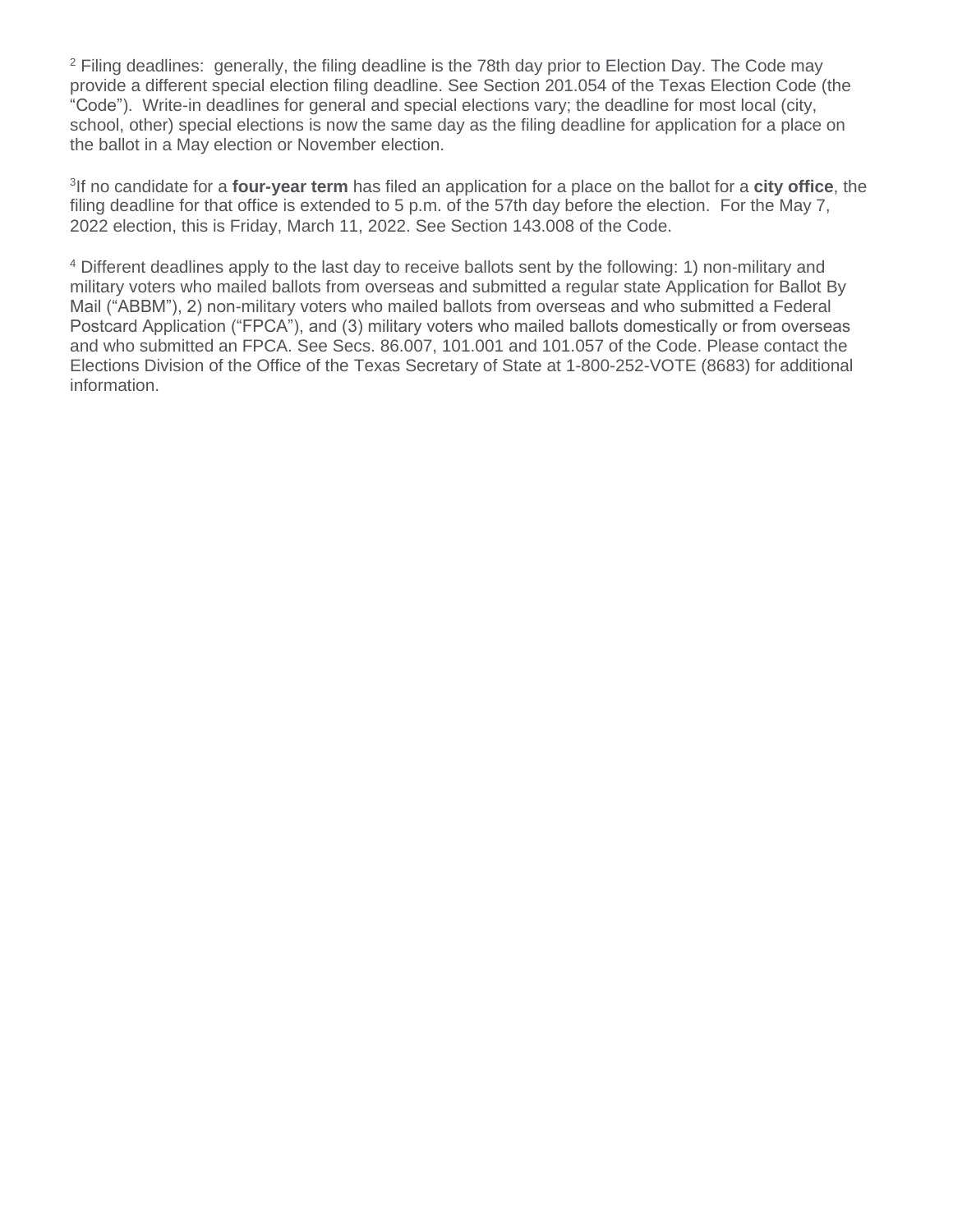[2] Filing deadlines: generally, the filing deadline is the 78th day prior to Election Day. The Code may provide a different special election filing deadline. See Section 201.054 of the Texas Election Code (the "Code"). Write-in deadlines for general and special elections vary; the deadline for most local (city, school, other) special elections is now the same day as the filing deadline for application for a place on the ballot in a May election or November election.

[3] If no candidate for a **four-year term** has filed an application for a place on the ballot for a **city office**, the filing deadline for that office is extended to 5 p.m. of the 57th day before the election. For the May 7, 2022 election, this is Friday, March 11, 2022. See Section 143.008 of the Code.

[4] Different deadlines apply to the last day to receive ballots sent by the following: 1) non-military and military voters who mailed ballots from overseas and submitted a regular state Application for Ballot By Mail ("ABBM"), 2) non-military voters who mailed ballots from overseas and who submitted a Federal Postcard Application ("FPCA"), and (3) military voters who mailed ballots domestically or from overseas and who submitted an FPCA. See Secs. 86.007, 101.001 and 101.057 of the Code. Please contact the Elections Division of the Office of the Texas Secretary of State at 1-800-252-VOTE (8683) for additional information.